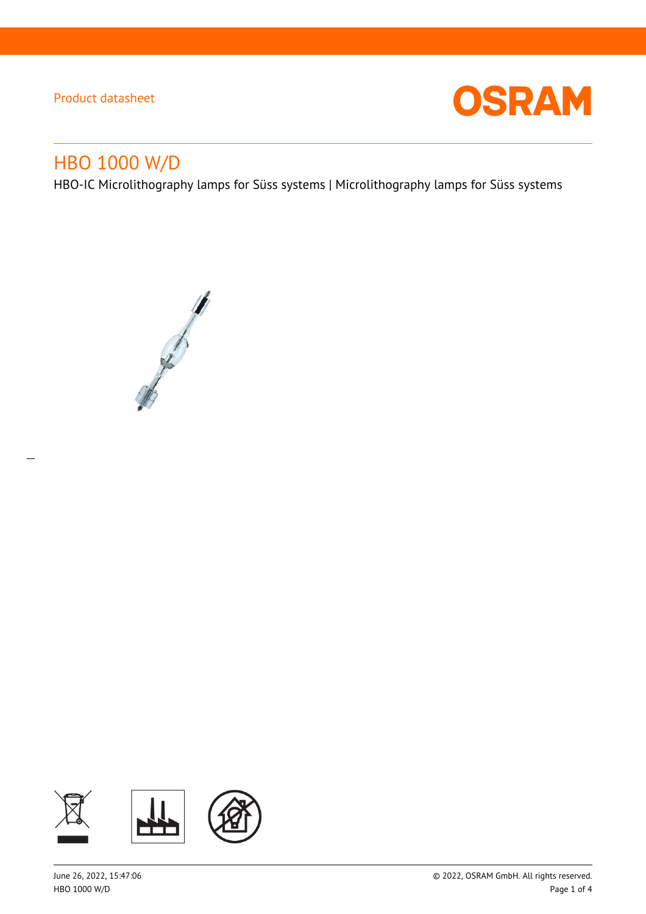Product datasheet

# HBO 1000 W/D

HBO-IC Microlithography lamps for Süss systems | Microlithography lamps for Süss systems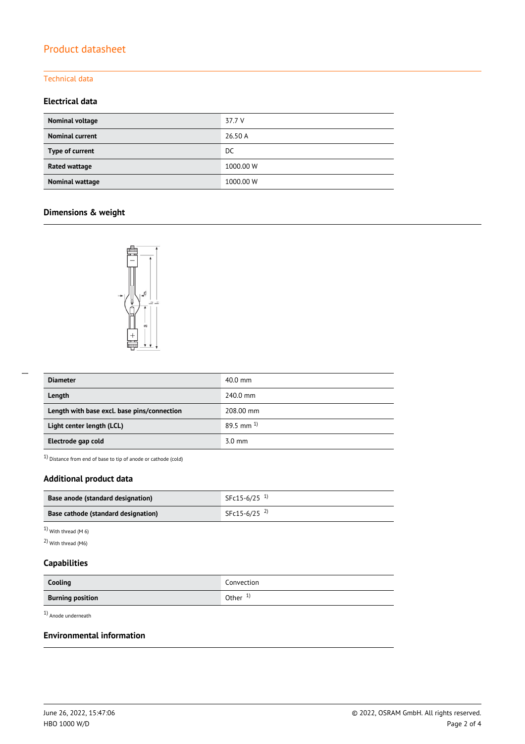## Technical data

### Electrical data

| | |
|---|---|
| **Nominal voltage** | 37.7 V |
| **Nominal current** | 26.50 A |
| **Type of current** | DC |
| **Rated wattage** | 1000.00 W |
| **Nominal wattage** | 1000.00 W |

### Dimensions & weight

| | |
|---|---|
| **Diameter** | 40.0 mm |
| **Length** | 240.0 mm |
| **Length with base excl. base pins/connection** | 208.00 mm |
| **Light center length (LCL)** | 89.5 mm [1] |
| **Electrode gap cold** | 3.0 mm |

[1] Distance from end of base to tip of anode or cathode (cold)

### Additional product data

| | |
|---|---|
| **Base anode (standard designation)** | SFc15-6/25 [1] |
| **Base cathode (standard designation)** | SFc15-6/25 [2] |

[1] With thread (M 6)

[2] With thread (M6)

### Capabilities

| | |
|---|---|
| **Cooling** | Convection |
| **Burning position** | Other [1] |

[1] Anode underneath

### Environmental information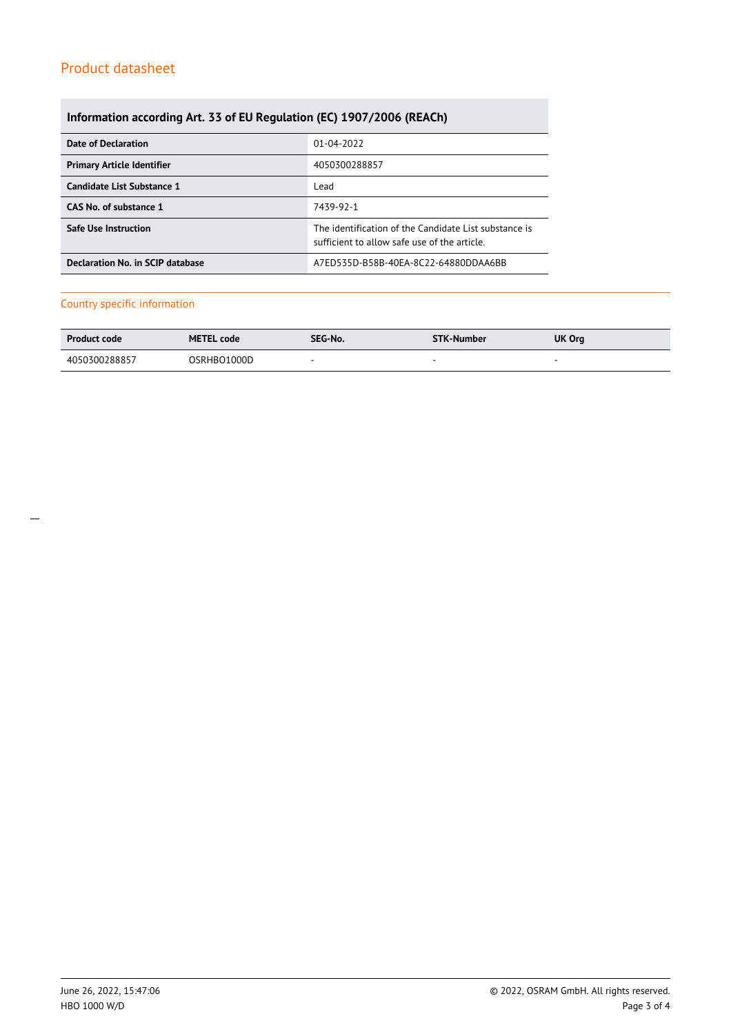## Information according Art. 33 of EU Regulation (EC) 1907/2006 (REACh)

| | |
|---|---|
| **Date of Declaration** | 01-04-2022 |
| **Primary Article Identifier** | 4050300288857 |
| **Candidate List Substance 1** | Lead |
| **CAS No. of substance 1** | 7439-92-1 |
| **Safe Use Instruction** | The identification of the Candidate List substance is sufficient to allow safe use of the article. |
| **Declaration No. in SCIP database** | A7ED535D-B58B-40EA-8C22-64880DDAA6BB |

## Country specific information

| Product code | METEL code | SEG-No. | STK-Number | UK Org |
|---|---|---|---|---|
| 4050300288857 | OSRHBO1000D | - | - | - |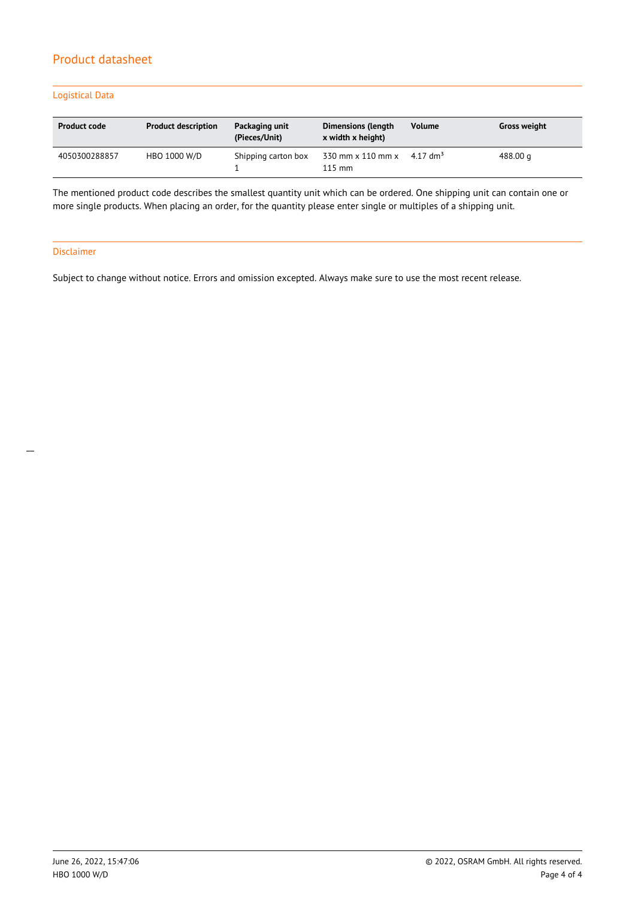## Logistical Data

| Product code | Product description | Packaging unit (Pieces/Unit) | Dimensions (length x width x height) | Volume | Gross weight |
|---|---|---|---|---|---|
| 4050300288857 | HBO 1000 W/D | Shipping carton box 1 | 330 mm x 110 mm x 115 mm | 4.17 $dm^3$ | 488.00 g |

The mentioned product code describes the smallest quantity unit which can be ordered. One shipping unit can contain one or more single products. When placing an order, for the quantity please enter single or multiples of a shipping unit.

## Disclaimer

Subject to change without notice. Errors and omission excepted. Always make sure to use the most recent release.